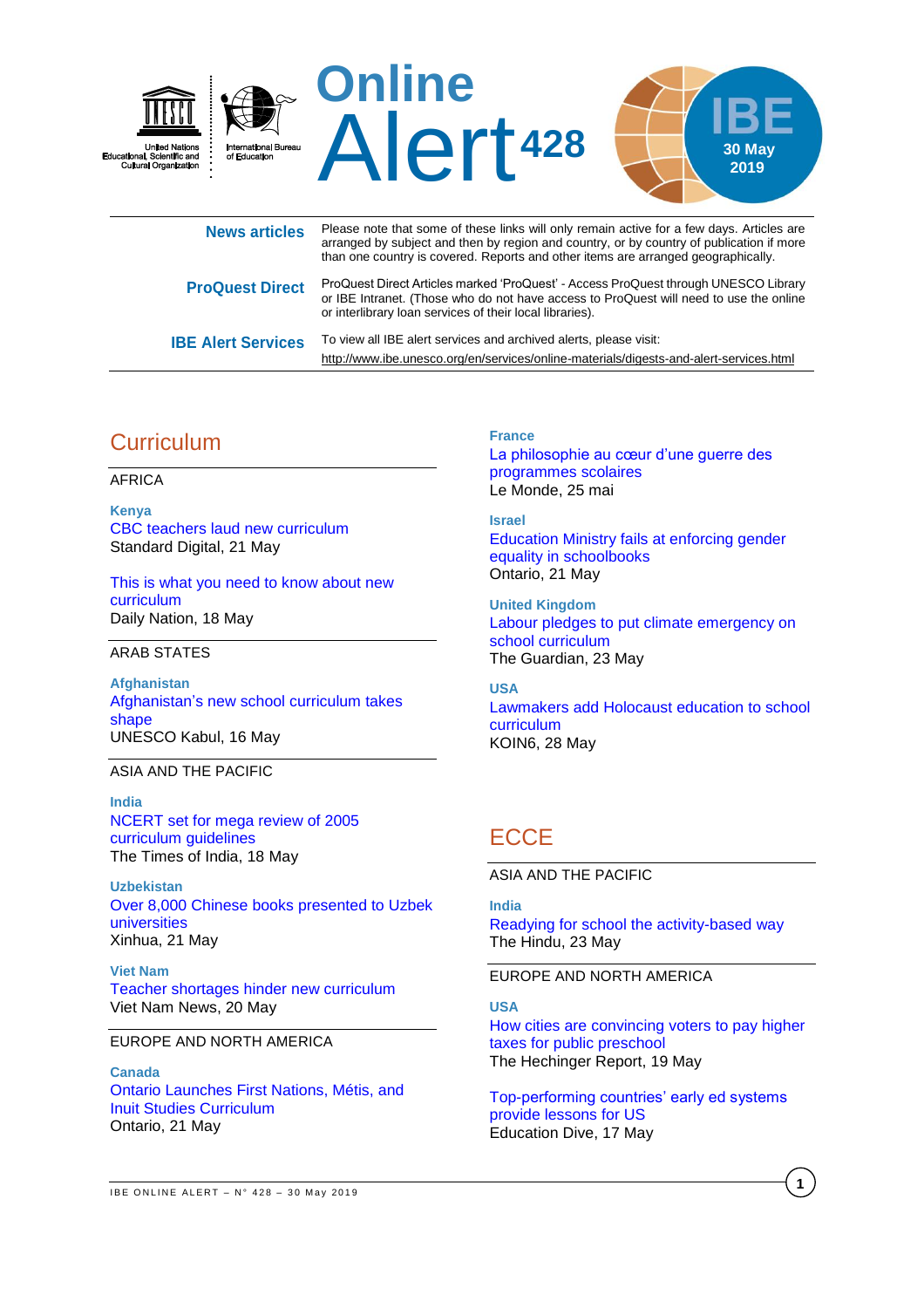United Nations Educational, Scientific and Cultural Organization | International Bureau of Education

# Online Alert 428

IBE 30 May 2019

| | |
|---|---|
| **News articles** | Please note that some of these links will only remain active for a few days. Articles are arranged by subject and then by region and country, or by country of publication if more than one country is covered. Reports and other items are arranged geographically. |
| **ProQuest Direct** | ProQuest Direct Articles marked 'ProQuest' - Access ProQuest through UNESCO Library or IBE Intranet. (Those who do not have access to ProQuest will need to use the online or interlibrary loan services of their local libraries). |
| **IBE Alert Services** | To view all IBE alert services and archived alerts, please visit: http://www.ibe.unesco.org/en/services/online-materials/digests-and-alert-services.html |

## Curriculum

AFRICA

**Kenya**

CBC teachers laud new curriculum
Standard Digital, 21 May

This is what you need to know about new curriculum
Daily Nation, 18 May

ARAB STATES

**Afghanistan**

Afghanistan's new school curriculum takes shape
UNESCO Kabul, 16 May

ASIA AND THE PACIFIC

**India**

NCERT set for mega review of 2005 curriculum guidelines
The Times of India, 18 May

**Uzbekistan**

Over 8,000 Chinese books presented to Uzbek universities
Xinhua, 21 May

**Viet Nam**

Teacher shortages hinder new curriculum
Viet Nam News, 20 May

EUROPE AND NORTH AMERICA

**Canada**

Ontario Launches First Nations, Métis, and Inuit Studies Curriculum
Ontario, 21 May

**France**

La philosophie au cœur d'une guerre des programmes scolaires
Le Monde, 25 mai

**Israel**

Education Ministry fails at enforcing gender equality in schoolbooks
Ontario, 21 May

**United Kingdom**

Labour pledges to put climate emergency on school curriculum
The Guardian, 23 May

**USA**

Lawmakers add Holocaust education to school curriculum
KOIN6, 28 May

## ECCE

ASIA AND THE PACIFIC

**India**

Readying for school the activity-based way
The Hindu, 23 May

EUROPE AND NORTH AMERICA

**USA**

How cities are convincing voters to pay higher taxes for public preschool
The Hechinger Report, 19 May

Top-performing countries' early ed systems provide lessons for US
Education Dive, 17 May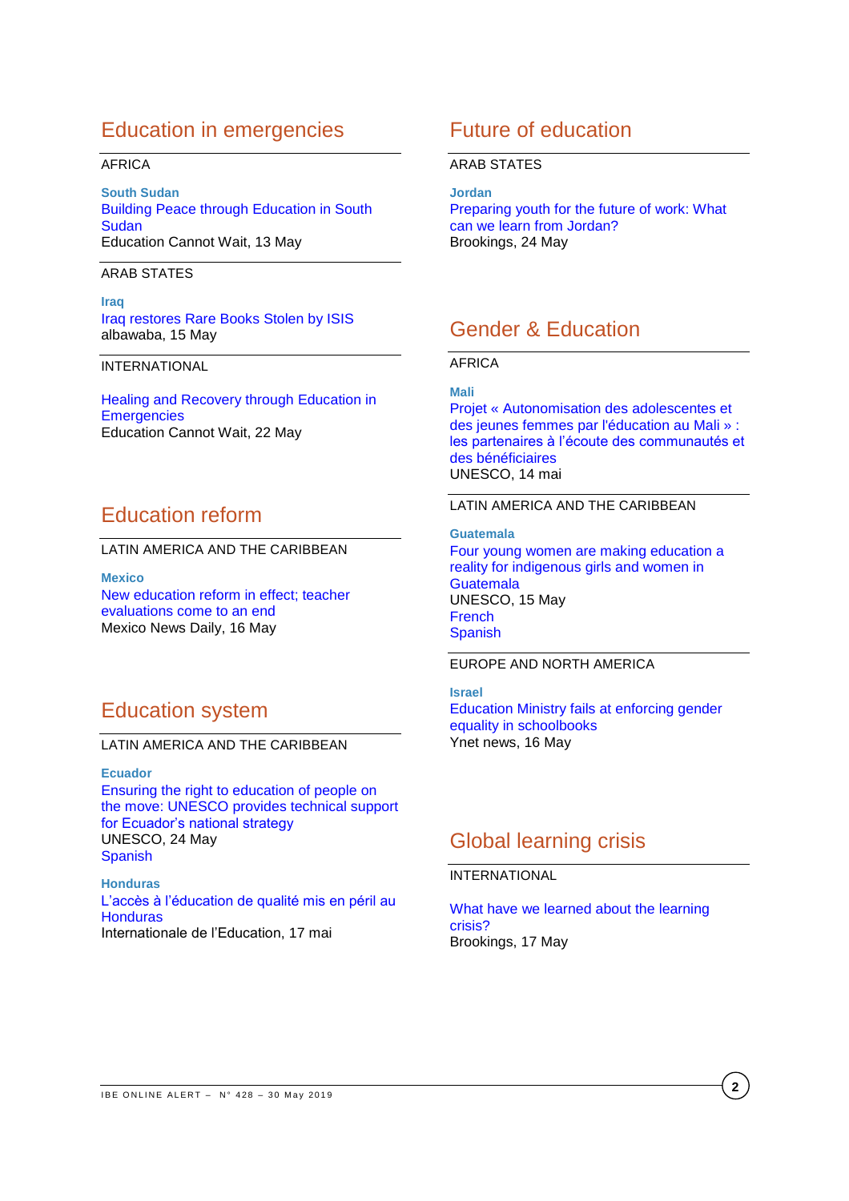## Education in emergencies

AFRICA

**South Sudan**
Building Peace through Education in South Sudan
Education Cannot Wait, 13 May

ARAB STATES

**Iraq**
Iraq restores Rare Books Stolen by ISIS
albawaba, 15 May

INTERNATIONAL

Healing and Recovery through Education in Emergencies
Education Cannot Wait, 22 May

## Education reform

LATIN AMERICA AND THE CARIBBEAN

**Mexico**
New education reform in effect; teacher evaluations come to an end
Mexico News Daily, 16 May

## Education system

LATIN AMERICA AND THE CARIBBEAN

**Ecuador**
Ensuring the right to education of people on the move: UNESCO provides technical support for Ecuador's national strategy
UNESCO, 24 May
Spanish

**Honduras**
L'accès à l'éducation de qualité mis en péril au Honduras
Internationale de l'Education, 17 mai

## Future of education

ARAB STATES

**Jordan**
Preparing youth for the future of work: What can we learn from Jordan?
Brookings, 24 May

## Gender & Education

AFRICA

**Mali**
Projet « Autonomisation des adolescentes et des jeunes femmes par l'éducation au Mali » : les partenaires à l'écoute des communautés et des bénéficiaires
UNESCO, 14 mai

LATIN AMERICA AND THE CARIBBEAN

**Guatemala**
Four young women are making education a reality for indigenous girls and women in Guatemala
UNESCO, 15 May
French
Spanish

EUROPE AND NORTH AMERICA

**Israel**
Education Ministry fails at enforcing gender equality in schoolbooks
Ynet news, 16 May

## Global learning crisis

INTERNATIONAL

What have we learned about the learning crisis?
Brookings, 17 May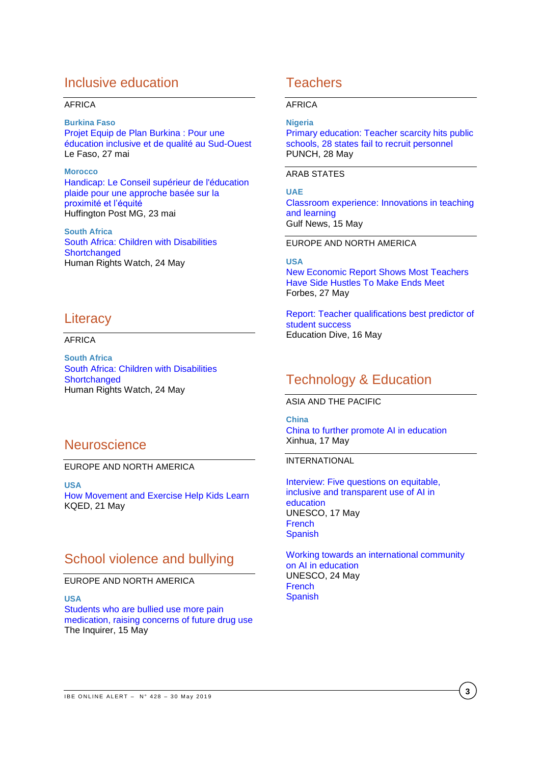## Inclusive education

AFRICA

**Burkina Faso**
Projet Equip de Plan Burkina : Pour une éducation inclusive et de qualité au Sud-Ouest
Le Faso, 27 mai

**Morocco**
Handicap: Le Conseil supérieur de l'éducation plaide pour une approche basée sur la proximité et l'équité
Huffington Post MG, 23 mai

**South Africa**
South Africa: Children with Disabilities Shortchanged
Human Rights Watch, 24 May

## Literacy

AFRICA

**South Africa**
South Africa: Children with Disabilities Shortchanged
Human Rights Watch, 24 May

## Neuroscience

EUROPE AND NORTH AMERICA

**USA**
How Movement and Exercise Help Kids Learn
KQED, 21 May

## School violence and bullying

EUROPE AND NORTH AMERICA

**USA**
Students who are bullied use more pain medication, raising concerns of future drug use
The Inquirer, 15 May

## Teachers

AFRICA

**Nigeria**
Primary education: Teacher scarcity hits public schools, 28 states fail to recruit personnel
PUNCH, 28 May

ARAB STATES

**UAE**
Classroom experience: Innovations in teaching and learning
Gulf News, 15 May

EUROPE AND NORTH AMERICA

**USA**
New Economic Report Shows Most Teachers Have Side Hustles To Make Ends Meet
Forbes, 27 May

Report: Teacher qualifications best predictor of student success
Education Dive, 16 May

## Technology & Education

ASIA AND THE PACIFIC

**China**
China to further promote AI in education
Xinhua, 17 May

INTERNATIONAL

Interview: Five questions on equitable, inclusive and transparent use of AI in education
UNESCO, 17 May
French
Spanish

Working towards an international community on AI in education
UNESCO, 24 May
French
Spanish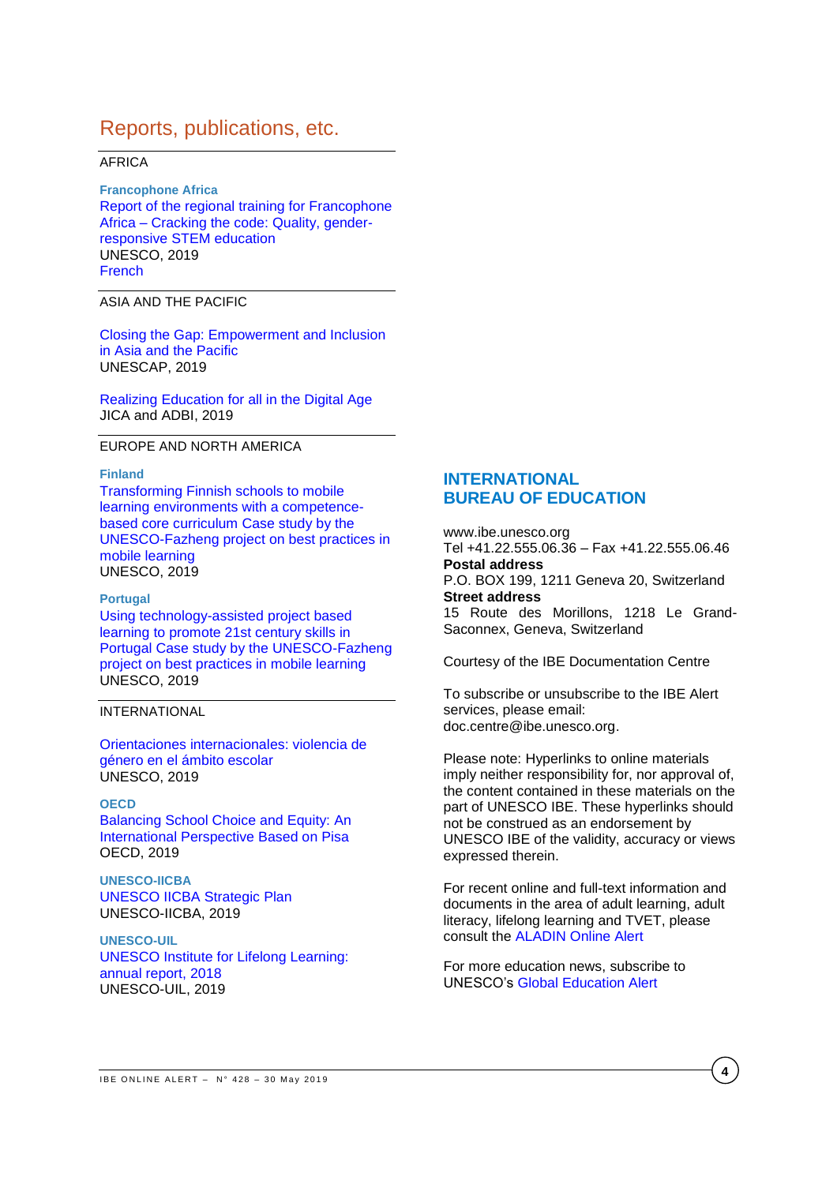## Reports, publications, etc.

AFRICA

**Francophone Africa**
Report of the regional training for Francophone Africa – Cracking the code: Quality, gender-responsive STEM education
UNESCO, 2019
French

ASIA AND THE PACIFIC

Closing the Gap: Empowerment and Inclusion in Asia and the Pacific
UNESCAP, 2019

Realizing Education for all in the Digital Age
JICA and ADBI, 2019

EUROPE AND NORTH AMERICA

**Finland**
Transforming Finnish schools to mobile learning environments with a competence-based core curriculum Case study by the UNESCO-Fazheng project on best practices in mobile learning
UNESCO, 2019

**Portugal**
Using technology-assisted project based learning to promote 21st century skills in Portugal Case study by the UNESCO-Fazheng project on best practices in mobile learning
UNESCO, 2019

INTERNATIONAL

Orientaciones internacionales: violencia de género en el ámbito escolar
UNESCO, 2019

**OECD**
Balancing School Choice and Equity: An International Perspective Based on Pisa
OECD, 2019

**UNESCO-IICBA**
UNESCO IICBA Strategic Plan
UNESCO-IICBA, 2019

**UNESCO-UIL**
UNESCO Institute for Lifelong Learning: annual report, 2018
UNESCO-UIL, 2019

## INTERNATIONAL BUREAU OF EDUCATION

www.ibe.unesco.org
Tel +41.22.555.06.36 – Fax +41.22.555.06.46
**Postal address**
P.O. BOX 199, 1211 Geneva 20, Switzerland
**Street address**
15 Route des Morillons, 1218 Le Grand-Saconnex, Geneva, Switzerland

Courtesy of the IBE Documentation Centre

To subscribe or unsubscribe to the IBE Alert services, please email: doc.centre@ibe.unesco.org.

Please note: Hyperlinks to online materials imply neither responsibility for, nor approval of, the content contained in these materials on the part of UNESCO IBE. These hyperlinks should not be construed as an endorsement by UNESCO IBE of the validity, accuracy or views expressed therein.

For recent online and full-text information and documents in the area of adult learning, adult literacy, lifelong learning and TVET, please consult the ALADIN Online Alert

For more education news, subscribe to UNESCO's Global Education Alert